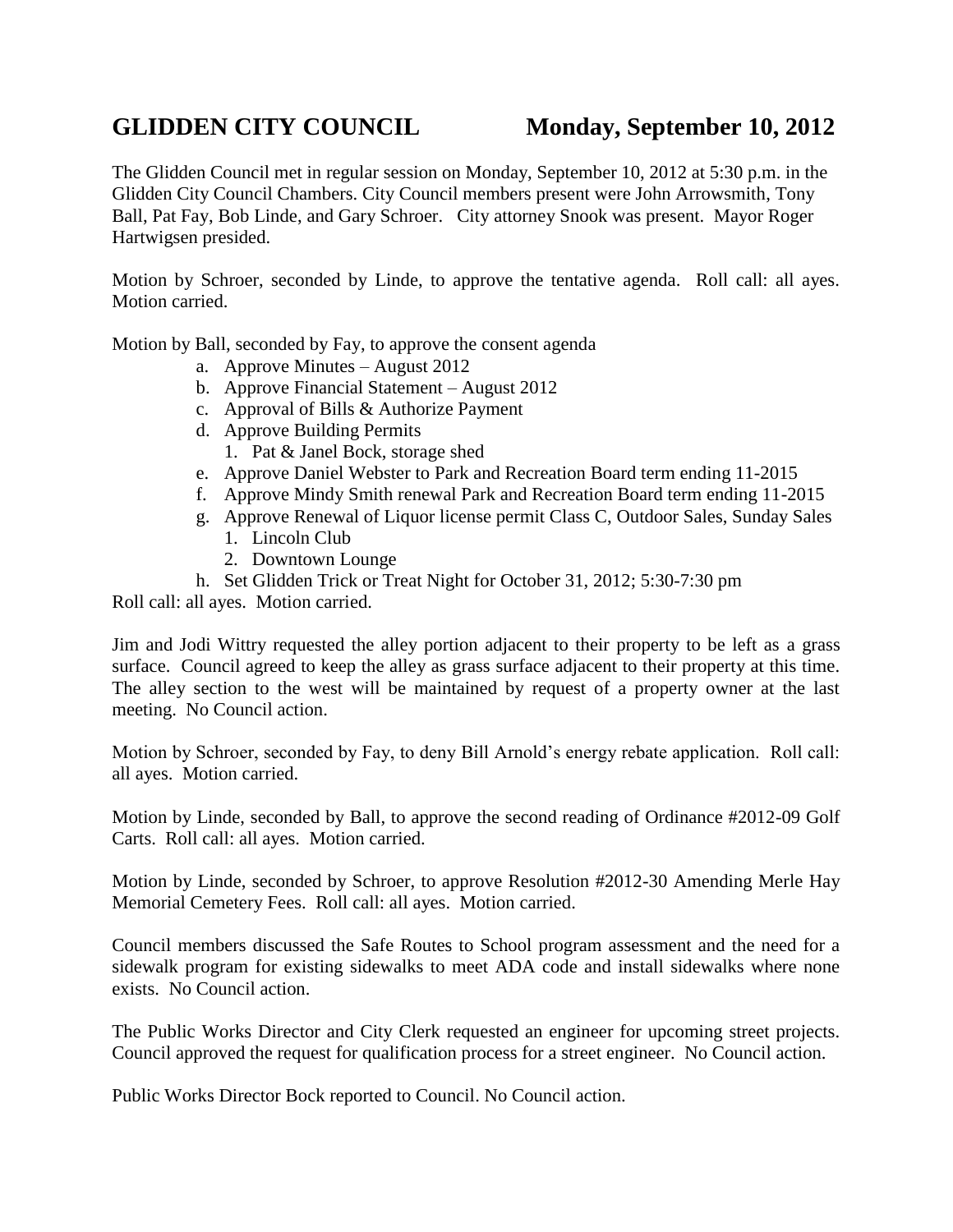# GLIDDEN CITY COUNCIL Monday, September 10, 2012

The Glidden Council met in regular session on Monday, September 10, 2012 at 5:30 p.m. in the Glidden City Council Chambers. City Council members present were John Arrowsmith, Tony Ball, Pat Fay, Bob Linde, and Gary Schroer. City attorney Snook was present. Mayor Roger Hartwigsen presided.

Motion by Schroer, seconded by Linde, to approve the tentative agenda. Roll call: all ayes. Motion carried.

Motion by Ball, seconded by Fay, to approve the consent agenda

a. Approve Minutes – August 2012
b. Approve Financial Statement – August 2012
c. Approval of Bills & Authorize Payment
d. Approve Building Permits
   1. Pat & Janel Bock, storage shed
e. Approve Daniel Webster to Park and Recreation Board term ending 11-2015
f. Approve Mindy Smith renewal Park and Recreation Board term ending 11-2015
g. Approve Renewal of Liquor license permit Class C, Outdoor Sales, Sunday Sales
   1. Lincoln Club
   2. Downtown Lounge
h. Set Glidden Trick or Treat Night for October 31, 2012; 5:30-7:30 pm

Roll call: all ayes. Motion carried.

Jim and Jodi Wittry requested the alley portion adjacent to their property to be left as a grass surface. Council agreed to keep the alley as grass surface adjacent to their property at this time. The alley section to the west will be maintained by request of a property owner at the last meeting. No Council action.

Motion by Schroer, seconded by Fay, to deny Bill Arnold's energy rebate application. Roll call: all ayes. Motion carried.

Motion by Linde, seconded by Ball, to approve the second reading of Ordinance #2012-09 Golf Carts. Roll call: all ayes. Motion carried.

Motion by Linde, seconded by Schroer, to approve Resolution #2012-30 Amending Merle Hay Memorial Cemetery Fees. Roll call: all ayes. Motion carried.

Council members discussed the Safe Routes to School program assessment and the need for a sidewalk program for existing sidewalks to meet ADA code and install sidewalks where none exists. No Council action.

The Public Works Director and City Clerk requested an engineer for upcoming street projects. Council approved the request for qualification process for a street engineer. No Council action.

Public Works Director Bock reported to Council. No Council action.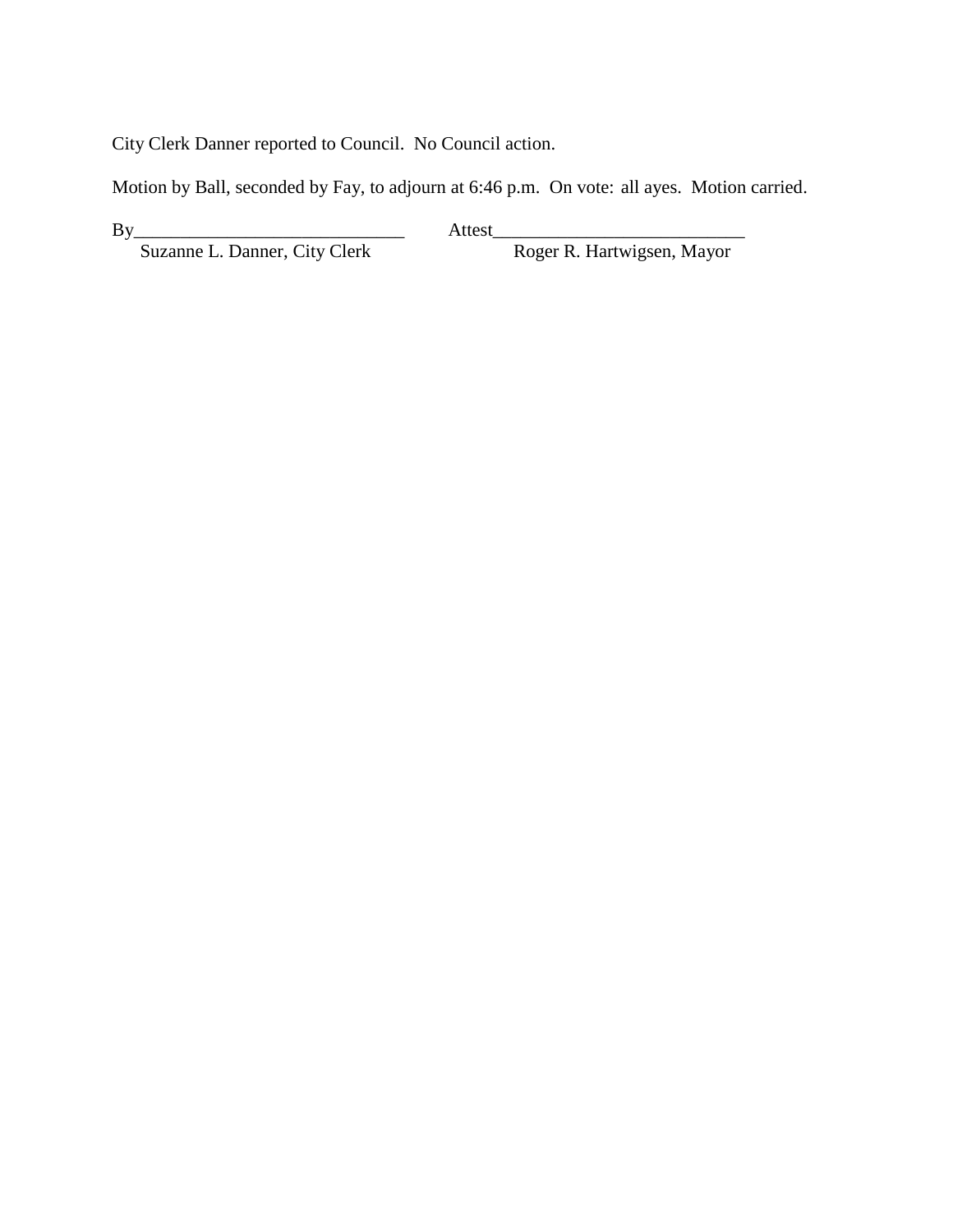City Clerk Danner reported to Council. No Council action.

Motion by Ball, seconded by Fay, to adjourn at 6:46 p.m. On vote: all ayes. Motion carried.

By_____________________________ Attest___________________________

Suzanne L. Danner, City Clerk Roger R. Hartwigsen, Mayor